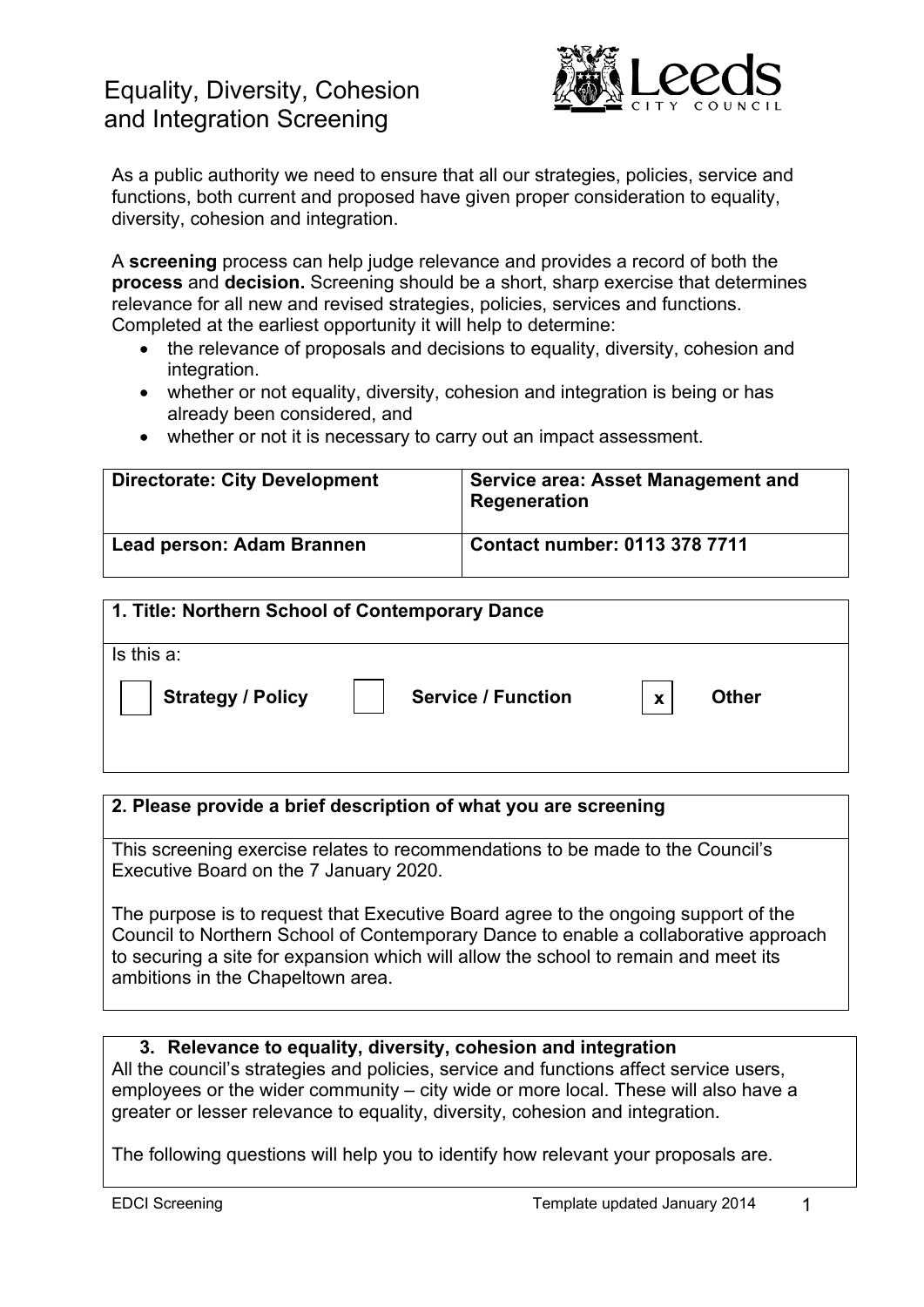# Equality, Diversity, Cohesion and Integration Screening

As a public authority we need to ensure that all our strategies, policies, service and functions, both current and proposed have given proper consideration to equality, diversity, cohesion and integration.

A **screening** process can help judge relevance and provides a record of both the **process** and **decision.** Screening should be a short, sharp exercise that determines relevance for all new and revised strategies, policies, services and functions. Completed at the earliest opportunity it will help to determine:

- the relevance of proposals and decisions to equality, diversity, cohesion and integration.
- whether or not equality, diversity, cohesion and integration is being or has already been considered, and
- whether or not it is necessary to carry out an impact assessment.

| **Directorate: City Development** | **Service area: Asset Management and Regeneration** |
|---|---|
| **Lead person: Adam Brannen** | **Contact number: 0113 378 7711** |

**1. Title: Northern School of Contemporary Dance**

Is this a:

| [ ] | **Strategy / Policy** | [ ] | **Service / Function** | [x] | **Other** |
|---|---|---|---|---|---|

**2. Please provide a brief description of what you are screening**

This screening exercise relates to recommendations to be made to the Council's Executive Board on the 7 January 2020.

The purpose is to request that Executive Board agree to the ongoing support of the Council to Northern School of Contemporary Dance to enable a collaborative approach to securing a site for expansion which will allow the school to remain and meet its ambitions in the Chapeltown area.

**3. Relevance to equality, diversity, cohesion and integration**

All the council's strategies and policies, service and functions affect service users, employees or the wider community – city wide or more local. These will also have a greater or lesser relevance to equality, diversity, cohesion and integration.

The following questions will help you to identify how relevant your proposals are.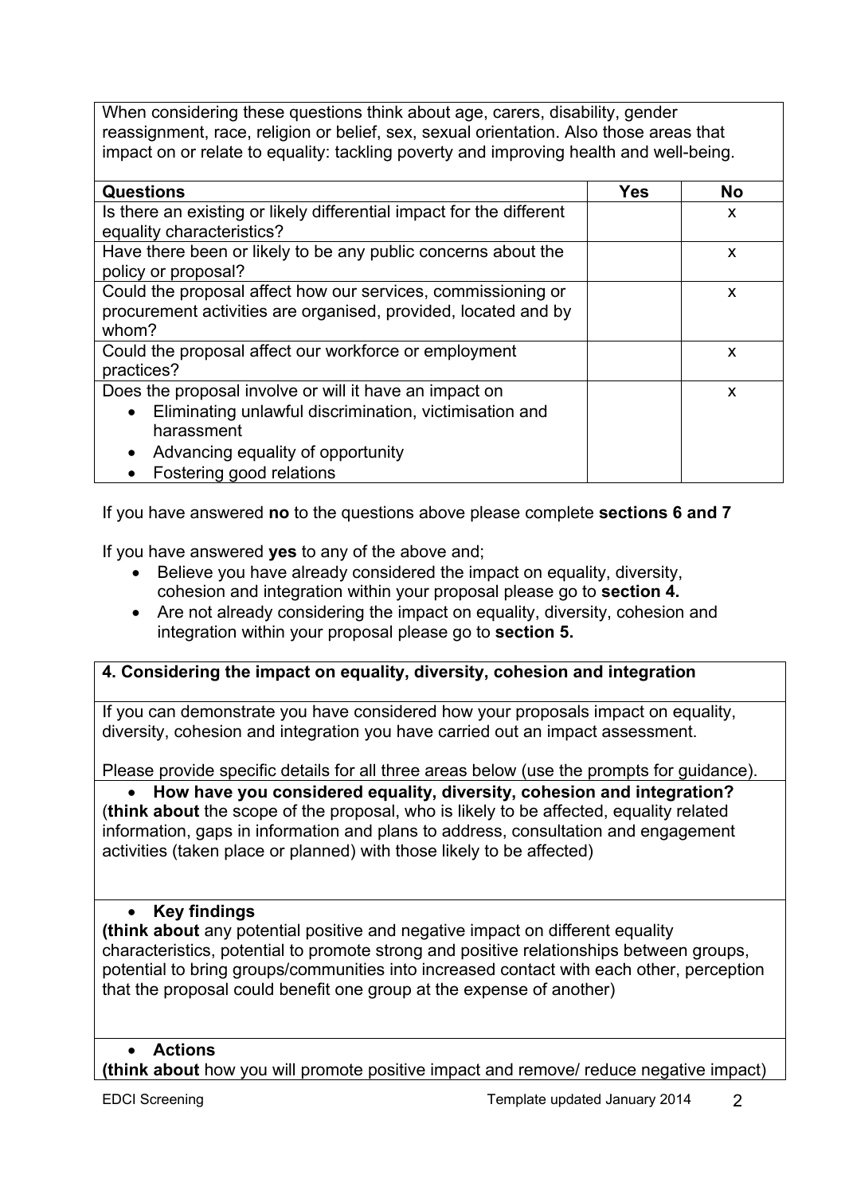When considering these questions think about age, carers, disability, gender reassignment, race, religion or belief, sex, sexual orientation. Also those areas that impact on or relate to equality: tackling poverty and improving health and well-being.

| Questions | Yes | No |
|---|---|---|
| Is there an existing or likely differential impact for the different equality characteristics? | | x |
| Have there been or likely to be any public concerns about the policy or proposal? | | x |
| Could the proposal affect how our services, commissioning or procurement activities are organised, provided, located and by whom? | | x |
| Could the proposal affect our workforce or employment practices? | | x |
| Does the proposal involve or will it have an impact on<br>• Eliminating unlawful discrimination, victimisation and harassment<br>• Advancing equality of opportunity<br>• Fostering good relations | | x |

If you have answered **no** to the questions above please complete **sections 6 and 7**

If you have answered **yes** to any of the above and;

- Believe you have already considered the impact on equality, diversity, cohesion and integration within your proposal please go to **section 4.**
- Are not already considering the impact on equality, diversity, cohesion and integration within your proposal please go to **section 5.**

**4. Considering the impact on equality, diversity, cohesion and integration**

If you can demonstrate you have considered how your proposals impact on equality, diversity, cohesion and integration you have carried out an impact assessment.

Please provide specific details for all three areas below (use the prompts for guidance).

- **How have you considered equality, diversity, cohesion and integration?**

(**think about** the scope of the proposal, who is likely to be affected, equality related information, gaps in information and plans to address, consultation and engagement activities (taken place or planned) with those likely to be affected)

- **Key findings**

**(think about** any potential positive and negative impact on different equality characteristics, potential to promote strong and positive relationships between groups, potential to bring groups/communities into increased contact with each other, perception that the proposal could benefit one group at the expense of another)

- **Actions**

**(think about** how you will promote positive impact and remove/ reduce negative impact)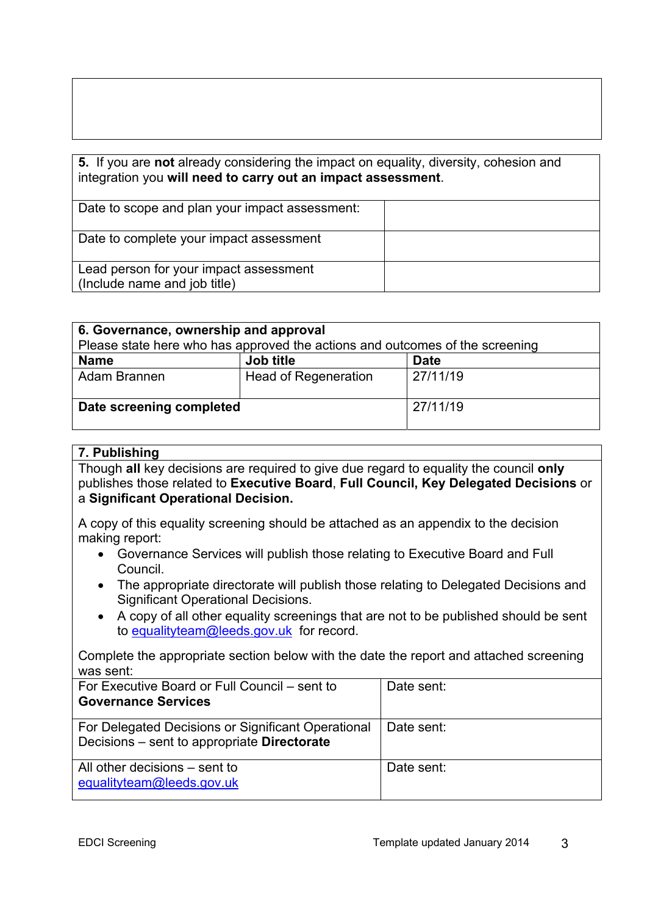**5.** If you are **not** already considering the impact on equality, diversity, cohesion and integration you **will need to carry out an impact assessment**.

| | |
|---|---|
| Date to scope and plan your impact assessment: | |
| Date to complete your impact assessment | |
| Lead person for your impact assessment (Include name and job title) | |

**6. Governance, ownership and approval**
Please state here who has approved the actions and outcomes of the screening

| Name | Job title | Date |
|---|---|---|
| Adam Brannen | Head of Regeneration | 27/11/19 |
| **Date screening completed** | | 27/11/19 |

**7. Publishing**

Though **all** key decisions are required to give due regard to equality the council **only** publishes those related to **Executive Board**, **Full Council, Key Delegated Decisions** or a **Significant Operational Decision.**

A copy of this equality screening should be attached as an appendix to the decision making report:

- Governance Services will publish those relating to Executive Board and Full Council.
- The appropriate directorate will publish those relating to Delegated Decisions and Significant Operational Decisions.
- A copy of all other equality screenings that are not to be published should be sent to equalityteam@leeds.gov.uk for record.

Complete the appropriate section below with the date the report and attached screening was sent:

| | |
|---|---|
| For Executive Board or Full Council – sent to **Governance Services** | Date sent: |
| For Delegated Decisions or Significant Operational Decisions – sent to appropriate **Directorate** | Date sent: |
| All other decisions – sent to equalityteam@leeds.gov.uk | Date sent: |